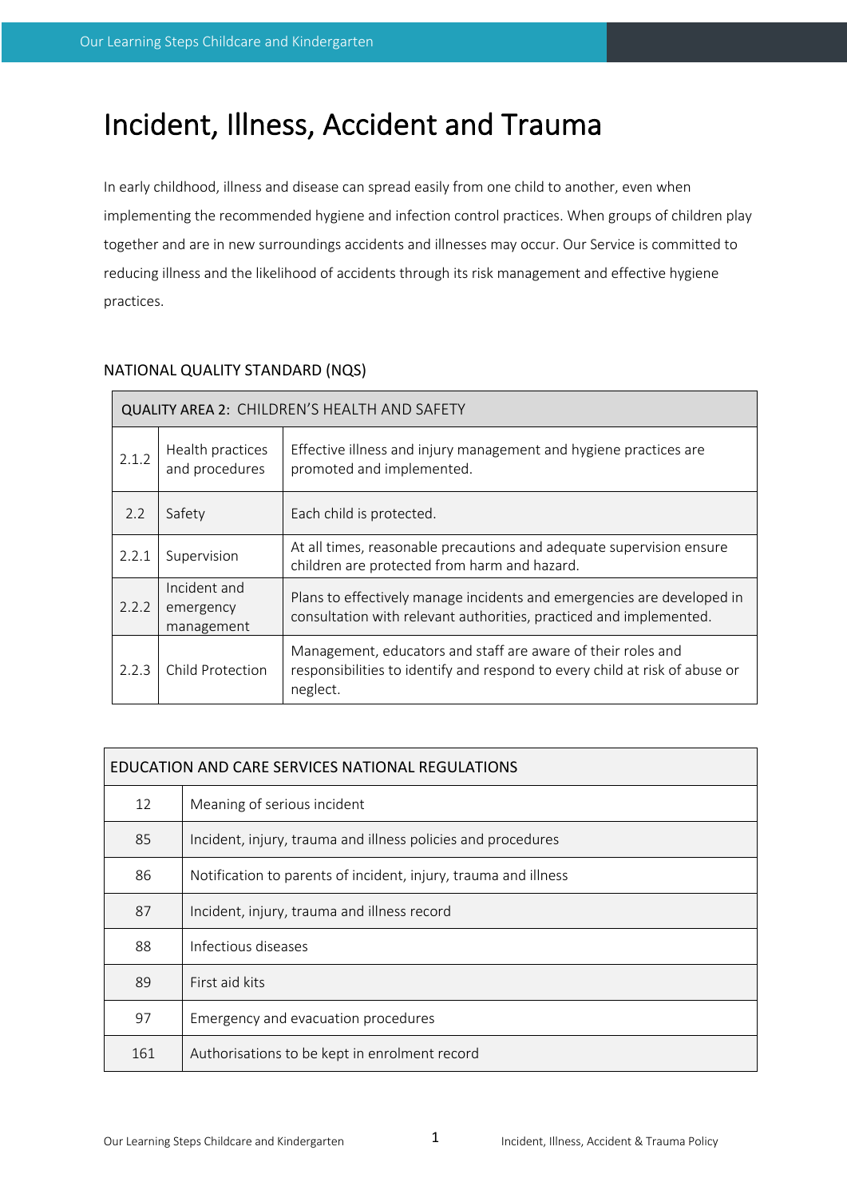# Incident, Illness, Accident and Trauma

In early childhood, illness and disease can spread easily from one child to another, even when implementing the recommended hygiene and infection control practices. When groups of children play together and are in new surroundings accidents and illnesses may occur. Our Service is committed to reducing illness and the likelihood of accidents through its risk management and effective hygiene practices.

## NATIONAL QUALITY STANDARD (NQS)

| QUALITY AREA 2: CHILDREN'S HEALTH AND SAFETY | | |
|---|---|---|
| 2.1.2 | Health practices and procedures | Effective illness and injury management and hygiene practices are promoted and implemented. |
| 2.2 | Safety | Each child is protected. |
| 2.2.1 | Supervision | At all times, reasonable precautions and adequate supervision ensure children are protected from harm and hazard. |
| 2.2.2 | Incident and emergency management | Plans to effectively manage incidents and emergencies are developed in consultation with relevant authorities, practiced and implemented. |
| 2.2.3 | Child Protection | Management, educators and staff are aware of their roles and responsibilities to identify and respond to every child at risk of abuse or neglect. |

| EDUCATION AND CARE SERVICES NATIONAL REGULATIONS | |
|---|---|
| 12 | Meaning of serious incident |
| 85 | Incident, injury, trauma and illness policies and procedures |
| 86 | Notification to parents of incident, injury, trauma and illness |
| 87 | Incident, injury, trauma and illness record |
| 88 | Infectious diseases |
| 89 | First aid kits |
| 97 | Emergency and evacuation procedures |
| 161 | Authorisations to be kept in enrolment record |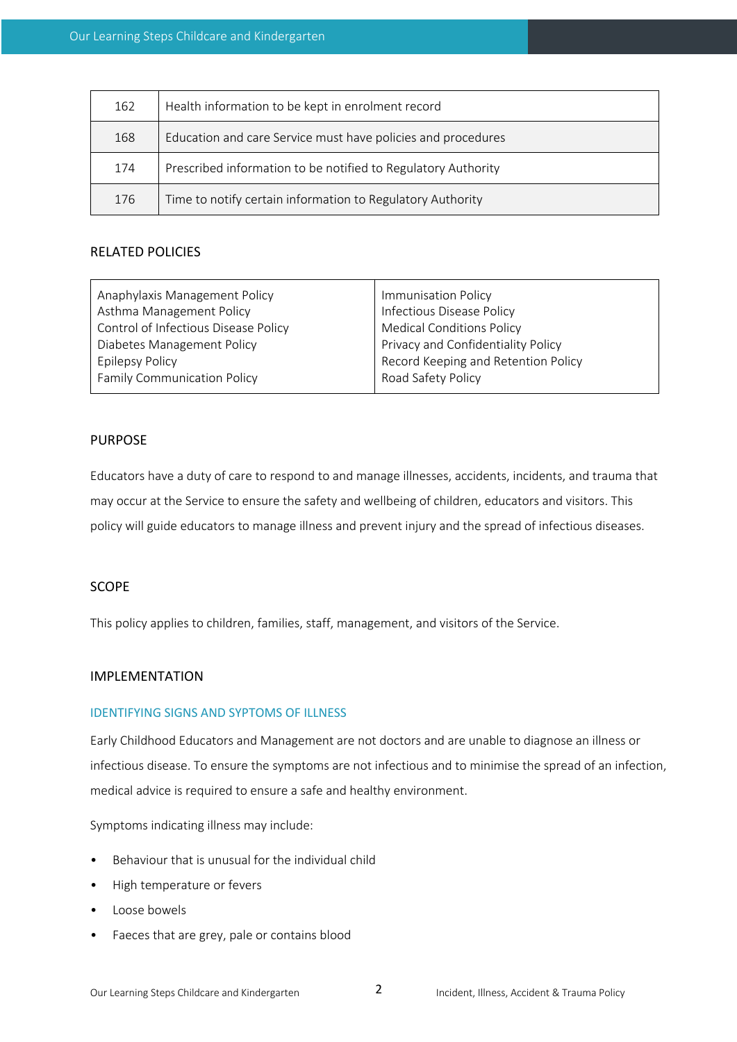| | |
|---|---|
| 162 | Health information to be kept in enrolment record |
| 168 | Education and care Service must have policies and procedures |
| 174 | Prescribed information to be notified to Regulatory Authority |
| 176 | Time to notify certain information to Regulatory Authority |

## RELATED POLICIES

| | |
|---|---|
| Anaphylaxis Management Policy<br>Asthma Management Policy<br>Control of Infectious Disease Policy<br>Diabetes Management Policy<br>Epilepsy Policy<br>Family Communication Policy | Immunisation Policy<br>Infectious Disease Policy<br>Medical Conditions Policy<br>Privacy and Confidentiality Policy<br>Record Keeping and Retention Policy<br>Road Safety Policy |

## PURPOSE

Educators have a duty of care to respond to and manage illnesses, accidents, incidents, and trauma that may occur at the Service to ensure the safety and wellbeing of children, educators and visitors. This policy will guide educators to manage illness and prevent injury and the spread of infectious diseases.

## SCOPE

This policy applies to children, families, staff, management, and visitors of the Service.

## IMPLEMENTATION

### IDENTIFYING SIGNS AND SYPTOMS OF ILLNESS

Early Childhood Educators and Management are not doctors and are unable to diagnose an illness or infectious disease. To ensure the symptoms are not infectious and to minimise the spread of an infection, medical advice is required to ensure a safe and healthy environment.

Symptoms indicating illness may include:

- Behaviour that is unusual for the individual child
- High temperature or fevers
- Loose bowels
- Faeces that are grey, pale or contains blood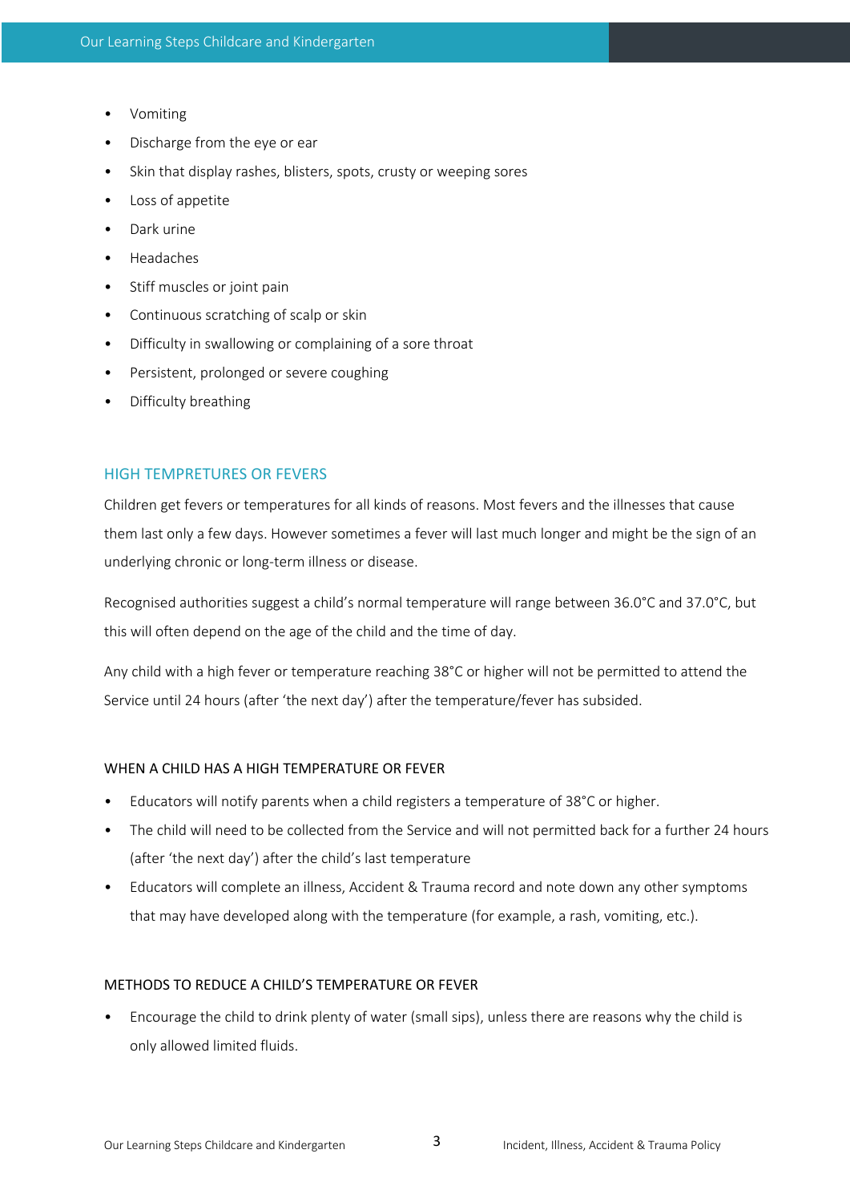- Vomiting
- Discharge from the eye or ear
- Skin that display rashes, blisters, spots, crusty or weeping sores
- Loss of appetite
- Dark urine
- Headaches
- Stiff muscles or joint pain
- Continuous scratching of scalp or skin
- Difficulty in swallowing or complaining of a sore throat
- Persistent, prolonged or severe coughing
- Difficulty breathing

## HIGH TEMPRETURES OR FEVERS

Children get fevers or temperatures for all kinds of reasons. Most fevers and the illnesses that cause them last only a few days. However sometimes a fever will last much longer and might be the sign of an underlying chronic or long-term illness or disease.

Recognised authorities suggest a child's normal temperature will range between 36.0°C and 37.0°C, but this will often depend on the age of the child and the time of day.

Any child with a high fever or temperature reaching 38°C or higher will not be permitted to attend the Service until 24 hours (after 'the next day') after the temperature/fever has subsided.

### WHEN A CHILD HAS A HIGH TEMPERATURE OR FEVER

- Educators will notify parents when a child registers a temperature of 38°C or higher.
- The child will need to be collected from the Service and will not permitted back for a further 24 hours (after 'the next day') after the child's last temperature
- Educators will complete an illness, Accident & Trauma record and note down any other symptoms that may have developed along with the temperature (for example, a rash, vomiting, etc.).

### METHODS TO REDUCE A CHILD'S TEMPERATURE OR FEVER

- Encourage the child to drink plenty of water (small sips), unless there are reasons why the child is only allowed limited fluids.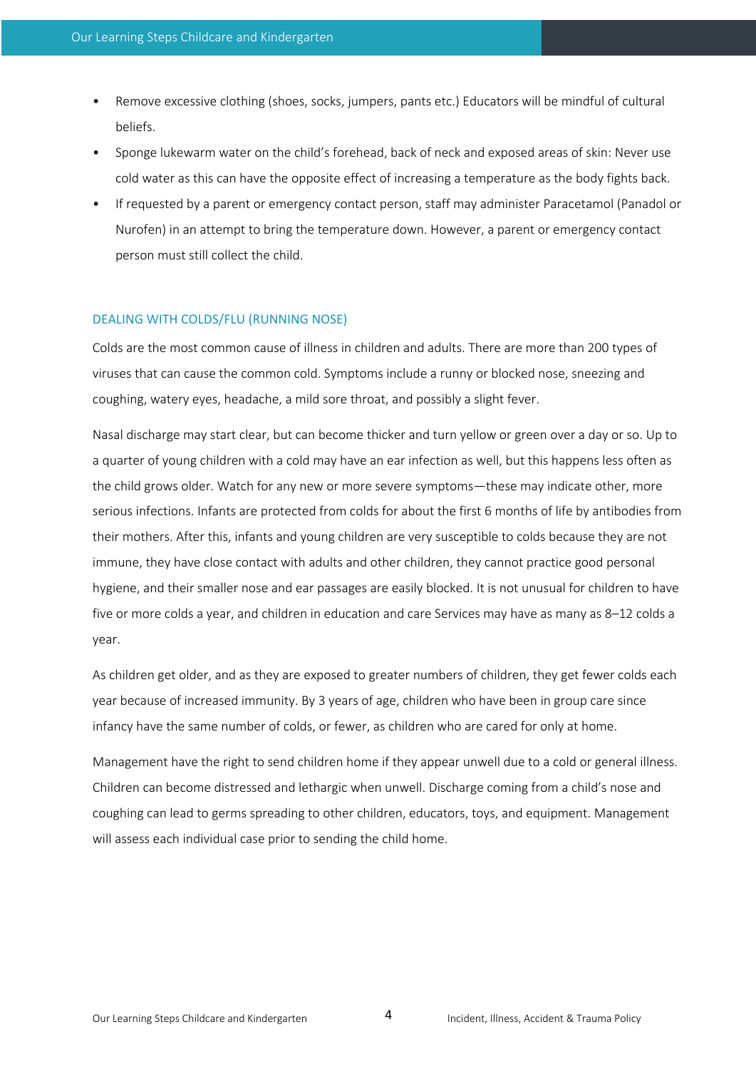- Remove excessive clothing (shoes, socks, jumpers, pants etc.) Educators will be mindful of cultural beliefs.
- Sponge lukewarm water on the child's forehead, back of neck and exposed areas of skin: Never use cold water as this can have the opposite effect of increasing a temperature as the body fights back.
- If requested by a parent or emergency contact person, staff may administer Paracetamol (Panadol or Nurofen) in an attempt to bring the temperature down. However, a parent or emergency contact person must still collect the child.

## DEALING WITH COLDS/FLU (RUNNING NOSE)

Colds are the most common cause of illness in children and adults. There are more than 200 types of viruses that can cause the common cold. Symptoms include a runny or blocked nose, sneezing and coughing, watery eyes, headache, a mild sore throat, and possibly a slight fever.

Nasal discharge may start clear, but can become thicker and turn yellow or green over a day or so. Up to a quarter of young children with a cold may have an ear infection as well, but this happens less often as the child grows older. Watch for any new or more severe symptoms—these may indicate other, more serious infections. Infants are protected from colds for about the first 6 months of life by antibodies from their mothers. After this, infants and young children are very susceptible to colds because they are not immune, they have close contact with adults and other children, they cannot practice good personal hygiene, and their smaller nose and ear passages are easily blocked. It is not unusual for children to have five or more colds a year, and children in education and care Services may have as many as 8–12 colds a year.

As children get older, and as they are exposed to greater numbers of children, they get fewer colds each year because of increased immunity. By 3 years of age, children who have been in group care since infancy have the same number of colds, or fewer, as children who are cared for only at home.

Management have the right to send children home if they appear unwell due to a cold or general illness. Children can become distressed and lethargic when unwell. Discharge coming from a child's nose and coughing can lead to germs spreading to other children, educators, toys, and equipment. Management will assess each individual case prior to sending the child home.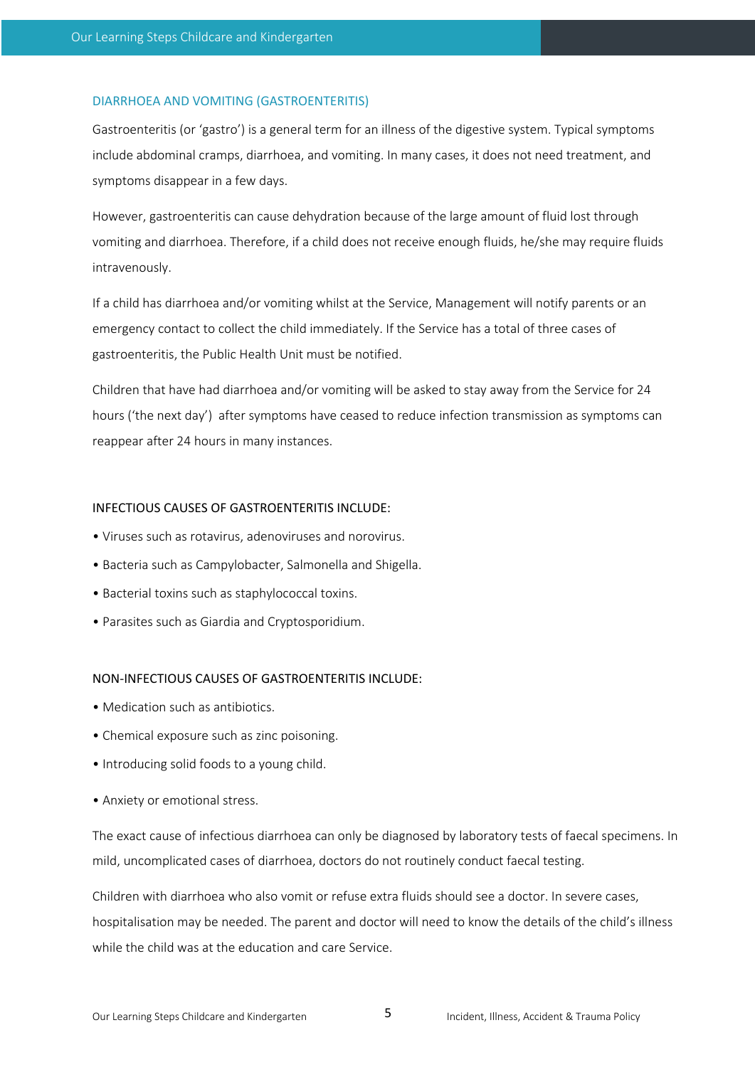## DIARRHOEA AND VOMITING (GASTROENTERITIS)

Gastroenteritis (or 'gastro') is a general term for an illness of the digestive system. Typical symptoms include abdominal cramps, diarrhoea, and vomiting. In many cases, it does not need treatment, and symptoms disappear in a few days.

However, gastroenteritis can cause dehydration because of the large amount of fluid lost through vomiting and diarrhoea. Therefore, if a child does not receive enough fluids, he/she may require fluids intravenously.

If a child has diarrhoea and/or vomiting whilst at the Service, Management will notify parents or an emergency contact to collect the child immediately. If the Service has a total of three cases of gastroenteritis, the Public Health Unit must be notified.

Children that have had diarrhoea and/or vomiting will be asked to stay away from the Service for 24 hours ('the next day') after symptoms have ceased to reduce infection transmission as symptoms can reappear after 24 hours in many instances.

### INFECTIOUS CAUSES OF GASTROENTERITIS INCLUDE:

- Viruses such as rotavirus, adenoviruses and norovirus.
- Bacteria such as Campylobacter, Salmonella and Shigella.
- Bacterial toxins such as staphylococcal toxins.
- Parasites such as Giardia and Cryptosporidium.

### NON-INFECTIOUS CAUSES OF GASTROENTERITIS INCLUDE:

- Medication such as antibiotics.
- Chemical exposure such as zinc poisoning.
- Introducing solid foods to a young child.
- Anxiety or emotional stress.

The exact cause of infectious diarrhoea can only be diagnosed by laboratory tests of faecal specimens. In mild, uncomplicated cases of diarrhoea, doctors do not routinely conduct faecal testing.

Children with diarrhoea who also vomit or refuse extra fluids should see a doctor. In severe cases, hospitalisation may be needed. The parent and doctor will need to know the details of the child's illness while the child was at the education and care Service.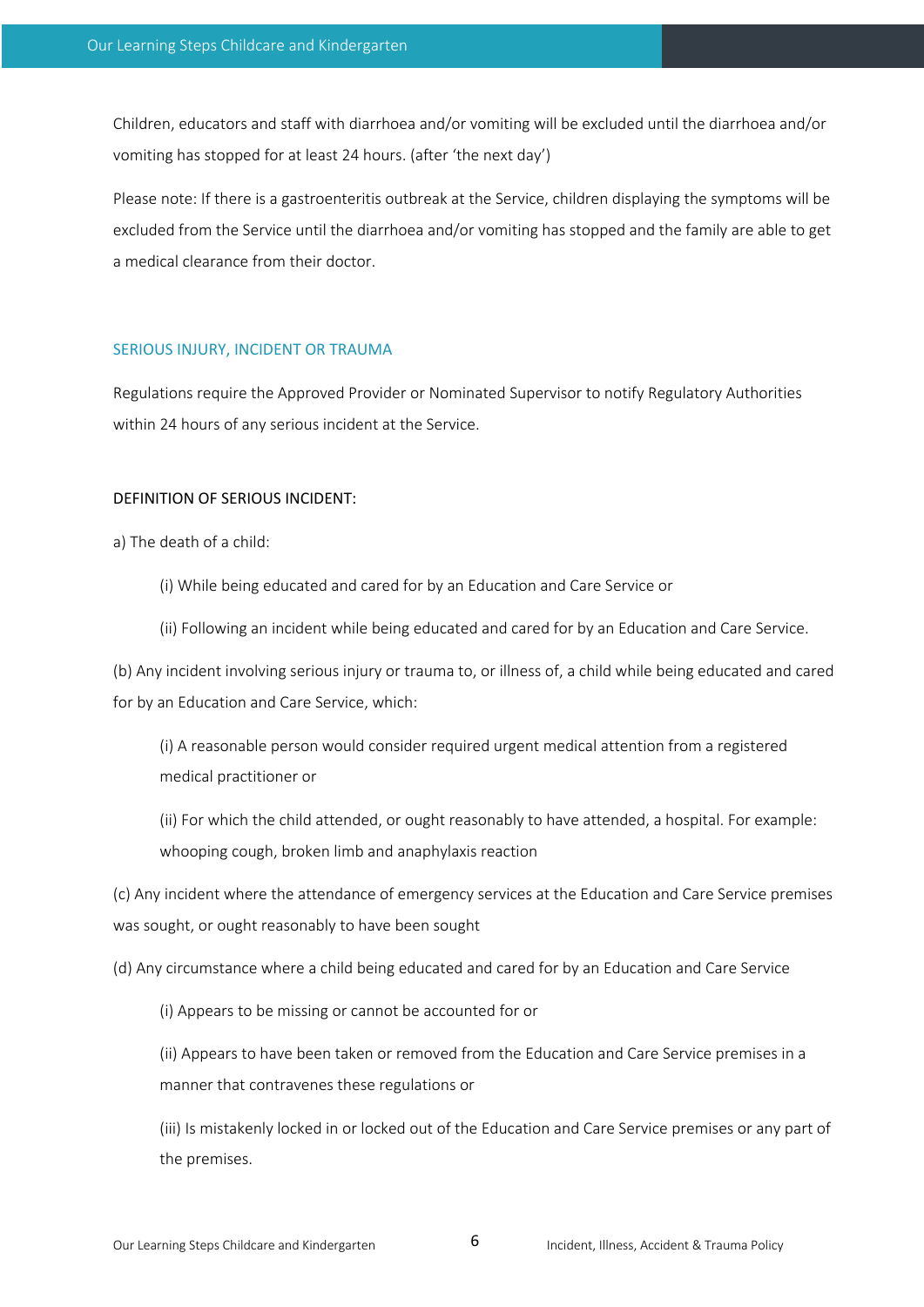Children, educators and staff with diarrhoea and/or vomiting will be excluded until the diarrhoea and/or vomiting has stopped for at least 24 hours. (after 'the next day')

Please note: If there is a gastroenteritis outbreak at the Service, children displaying the symptoms will be excluded from the Service until the diarrhoea and/or vomiting has stopped and the family are able to get a medical clearance from their doctor.

## SERIOUS INJURY, INCIDENT OR TRAUMA

Regulations require the Approved Provider or Nominated Supervisor to notify Regulatory Authorities within 24 hours of any serious incident at the Service.

### DEFINITION OF SERIOUS INCIDENT:

a) The death of a child:

> (i) While being educated and cared for by an Education and Care Service or
>
> (ii) Following an incident while being educated and cared for by an Education and Care Service.

(b) Any incident involving serious injury or trauma to, or illness of, a child while being educated and cared for by an Education and Care Service, which:

> (i) A reasonable person would consider required urgent medical attention from a registered medical practitioner or
>
> (ii) For which the child attended, or ought reasonably to have attended, a hospital. For example: whooping cough, broken limb and anaphylaxis reaction

(c) Any incident where the attendance of emergency services at the Education and Care Service premises was sought, or ought reasonably to have been sought

(d) Any circumstance where a child being educated and cared for by an Education and Care Service

> (i) Appears to be missing or cannot be accounted for or
>
> (ii) Appears to have been taken or removed from the Education and Care Service premises in a manner that contravenes these regulations or
>
> (iii) Is mistakenly locked in or locked out of the Education and Care Service premises or any part of the premises.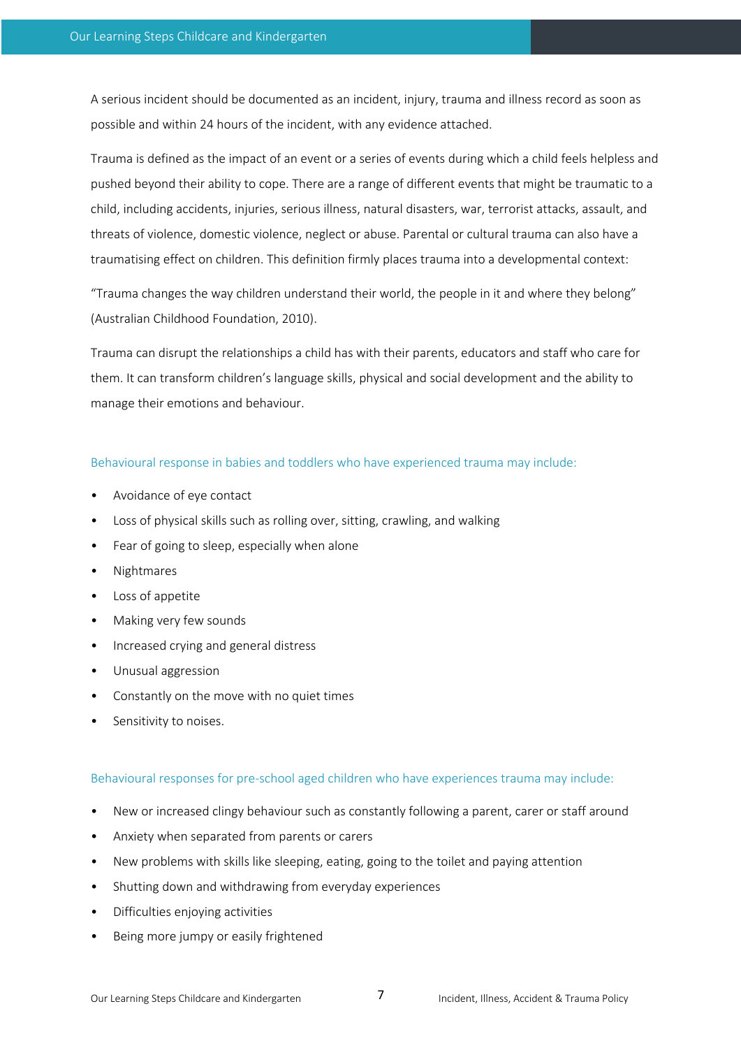A serious incident should be documented as an incident, injury, trauma and illness record as soon as possible and within 24 hours of the incident, with any evidence attached.

Trauma is defined as the impact of an event or a series of events during which a child feels helpless and pushed beyond their ability to cope. There are a range of different events that might be traumatic to a child, including accidents, injuries, serious illness, natural disasters, war, terrorist attacks, assault, and threats of violence, domestic violence, neglect or abuse. Parental or cultural trauma can also have a traumatising effect on children. This definition firmly places trauma into a developmental context:

"Trauma changes the way children understand their world, the people in it and where they belong" (Australian Childhood Foundation, 2010).

Trauma can disrupt the relationships a child has with their parents, educators and staff who care for them. It can transform children's language skills, physical and social development and the ability to manage their emotions and behaviour.

### Behavioural response in babies and toddlers who have experienced trauma may include:

- Avoidance of eye contact
- Loss of physical skills such as rolling over, sitting, crawling, and walking
- Fear of going to sleep, especially when alone
- Nightmares
- Loss of appetite
- Making very few sounds
- Increased crying and general distress
- Unusual aggression
- Constantly on the move with no quiet times
- Sensitivity to noises.

### Behavioural responses for pre-school aged children who have experiences trauma may include:

- New or increased clingy behaviour such as constantly following a parent, carer or staff around
- Anxiety when separated from parents or carers
- New problems with skills like sleeping, eating, going to the toilet and paying attention
- Shutting down and withdrawing from everyday experiences
- Difficulties enjoying activities
- Being more jumpy or easily frightened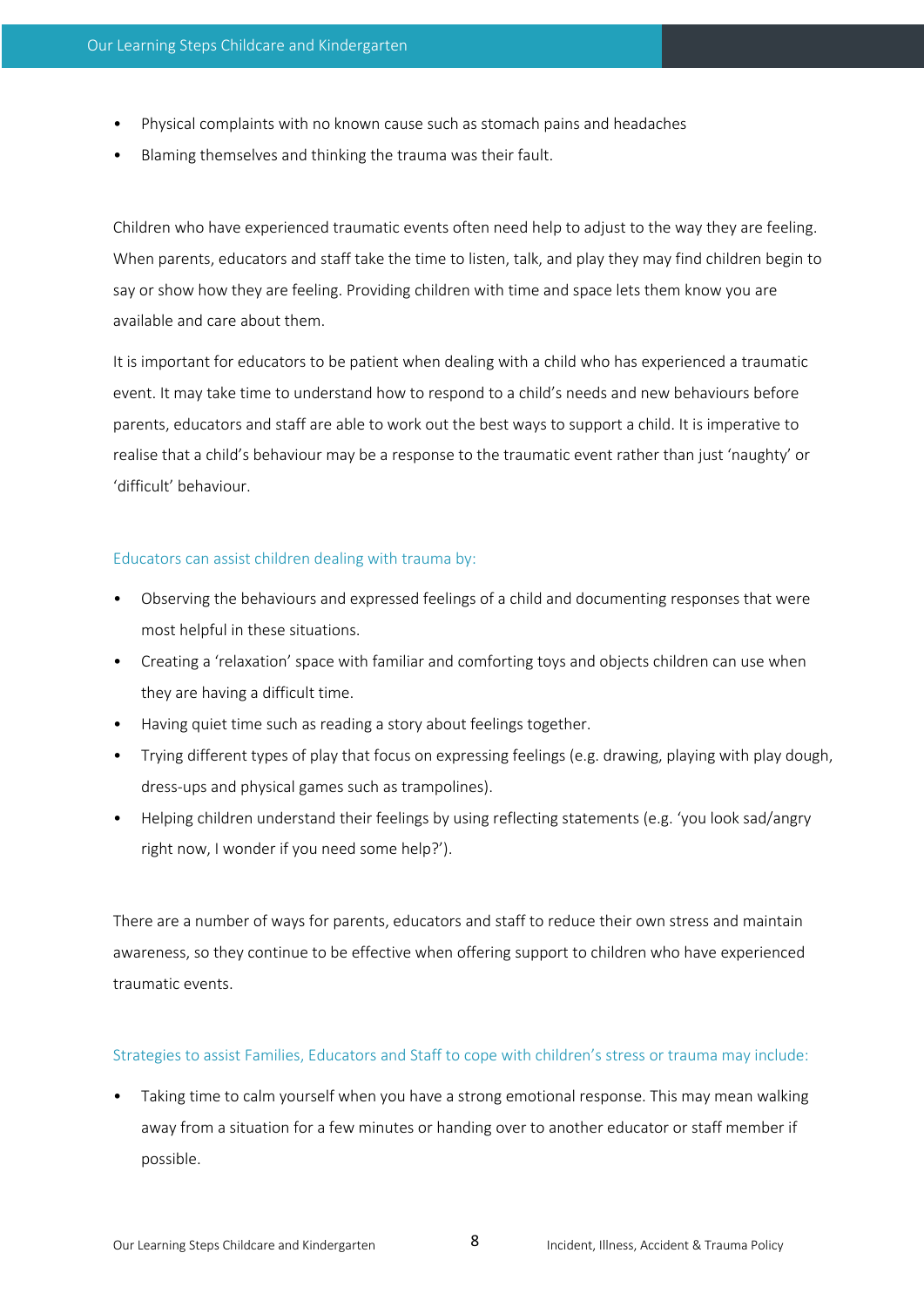- Physical complaints with no known cause such as stomach pains and headaches
- Blaming themselves and thinking the trauma was their fault.

Children who have experienced traumatic events often need help to adjust to the way they are feeling. When parents, educators and staff take the time to listen, talk, and play they may find children begin to say or show how they are feeling. Providing children with time and space lets them know you are available and care about them.

It is important for educators to be patient when dealing with a child who has experienced a traumatic event. It may take time to understand how to respond to a child's needs and new behaviours before parents, educators and staff are able to work out the best ways to support a child. It is imperative to realise that a child's behaviour may be a response to the traumatic event rather than just 'naughty' or 'difficult' behaviour.

### Educators can assist children dealing with trauma by:

- Observing the behaviours and expressed feelings of a child and documenting responses that were most helpful in these situations.
- Creating a 'relaxation' space with familiar and comforting toys and objects children can use when they are having a difficult time.
- Having quiet time such as reading a story about feelings together.
- Trying different types of play that focus on expressing feelings (e.g. drawing, playing with play dough, dress-ups and physical games such as trampolines).
- Helping children understand their feelings by using reflecting statements (e.g. 'you look sad/angry right now, I wonder if you need some help?').

There are a number of ways for parents, educators and staff to reduce their own stress and maintain awareness, so they continue to be effective when offering support to children who have experienced traumatic events.

### Strategies to assist Families, Educators and Staff to cope with children's stress or trauma may include:

- Taking time to calm yourself when you have a strong emotional response. This may mean walking away from a situation for a few minutes or handing over to another educator or staff member if possible.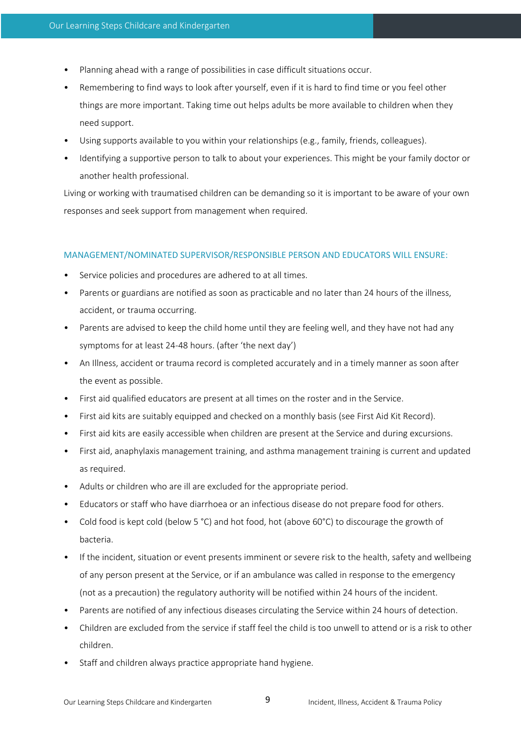- Planning ahead with a range of possibilities in case difficult situations occur.
- Remembering to find ways to look after yourself, even if it is hard to find time or you feel other things are more important. Taking time out helps adults be more available to children when they need support.
- Using supports available to you within your relationships (e.g., family, friends, colleagues).
- Identifying a supportive person to talk to about your experiences. This might be your family doctor or another health professional.

Living or working with traumatised children can be demanding so it is important to be aware of your own responses and seek support from management when required.

## MANAGEMENT/NOMINATED SUPERVISOR/RESPONSIBLE PERSON AND EDUCATORS WILL ENSURE:

- Service policies and procedures are adhered to at all times.
- Parents or guardians are notified as soon as practicable and no later than 24 hours of the illness, accident, or trauma occurring.
- Parents are advised to keep the child home until they are feeling well, and they have not had any symptoms for at least 24-48 hours. (after 'the next day')
- An Illness, accident or trauma record is completed accurately and in a timely manner as soon after the event as possible.
- First aid qualified educators are present at all times on the roster and in the Service.
- First aid kits are suitably equipped and checked on a monthly basis (see First Aid Kit Record).
- First aid kits are easily accessible when children are present at the Service and during excursions.
- First aid, anaphylaxis management training, and asthma management training is current and updated as required.
- Adults or children who are ill are excluded for the appropriate period.
- Educators or staff who have diarrhoea or an infectious disease do not prepare food for others.
- Cold food is kept cold (below 5 °C) and hot food, hot (above 60°C) to discourage the growth of bacteria.
- If the incident, situation or event presents imminent or severe risk to the health, safety and wellbeing of any person present at the Service, or if an ambulance was called in response to the emergency (not as a precaution) the regulatory authority will be notified within 24 hours of the incident.
- Parents are notified of any infectious diseases circulating the Service within 24 hours of detection.
- Children are excluded from the service if staff feel the child is too unwell to attend or is a risk to other children.
- Staff and children always practice appropriate hand hygiene.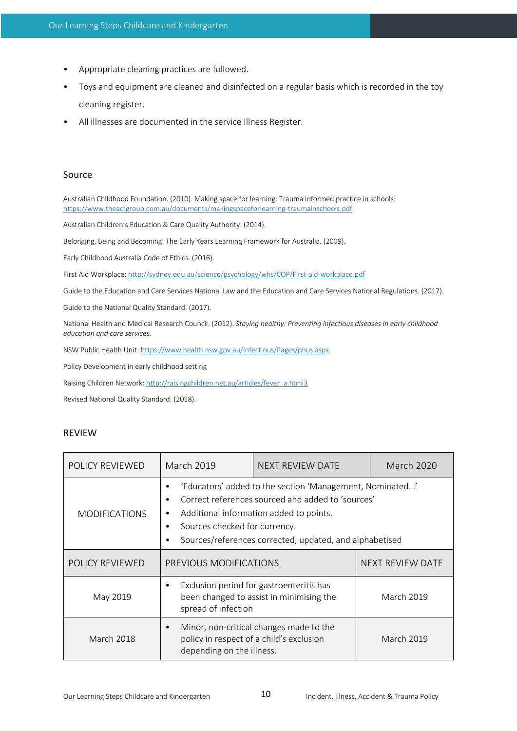- Appropriate cleaning practices are followed.
- Toys and equipment are cleaned and disinfected on a regular basis which is recorded in the toy cleaning register.
- All illnesses are documented in the service Illness Register.

## Source

Australian Childhood Foundation. (2010). Making space for learning: Trauma informed practice in schools: https://www.theactgroup.com.au/documents/makingspaceforlearning-traumainschools.pdf

Australian Children's Education & Care Quality Authority. (2014).

Belonging, Being and Becoming: The Early Years Learning Framework for Australia. (2009).

Early Childhood Australia Code of Ethics. (2016).

First Aid Workplace: http://sydney.edu.au/science/psychology/whs/COP/First-aid-workplace.pdf

Guide to the Education and Care Services National Law and the Education and Care Services National Regulations. (2017).

Guide to the National Quality Standard. (2017).

National Health and Medical Research Council. (2012). *Staying healthy: Preventing infectious diseases in early childhood education and care services.*

NSW Public Health Unit: https://www.health.nsw.gov.au/Infectious/Pages/phus.aspx

Policy Development in early childhood setting

Raising Children Network: http://raisingchildren.net.au/articles/fever_a.html3

Revised National Quality Standard. (2018).

## REVIEW

| POLICY REVIEWED | March 2019 | NEXT REVIEW DATE | March 2020 |
|---|---|---|---|
| MODIFICATIONS | • 'Educators' added to the section 'Management, Nominated…'<br>• Correct references sourced and added to 'sources'<br>• Additional information added to points.<br>• Sources checked for currency.<br>• Sources/references corrected, updated, and alphabetised | | |

| POLICY REVIEWED | PREVIOUS MODIFICATIONS | NEXT REVIEW DATE |
|---|---|---|
| May 2019 | • Exclusion period for gastroenteritis has been changed to assist in minimising the spread of infection | March 2019 |
| March 2018 | • Minor, non-critical changes made to the policy in respect of a child's exclusion depending on the illness. | March 2019 |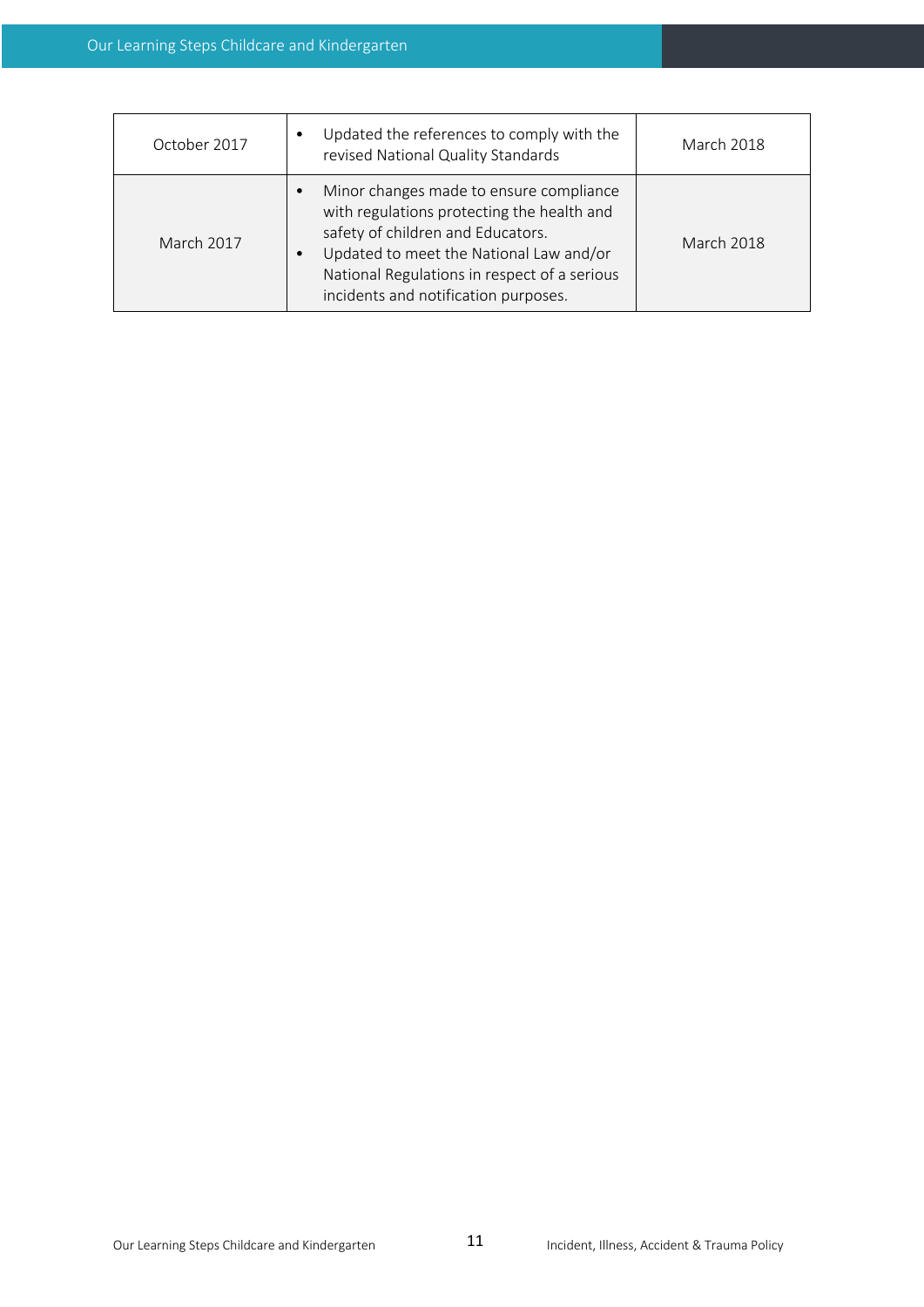| | | |
|---|---|---|
| October 2017 | • Updated the references to comply with the revised National Quality Standards | March 2018 |
| March 2017 | • Minor changes made to ensure compliance with regulations protecting the health and safety of children and Educators.<br>• Updated to meet the National Law and/or National Regulations in respect of a serious incidents and notification purposes. | March 2018 |